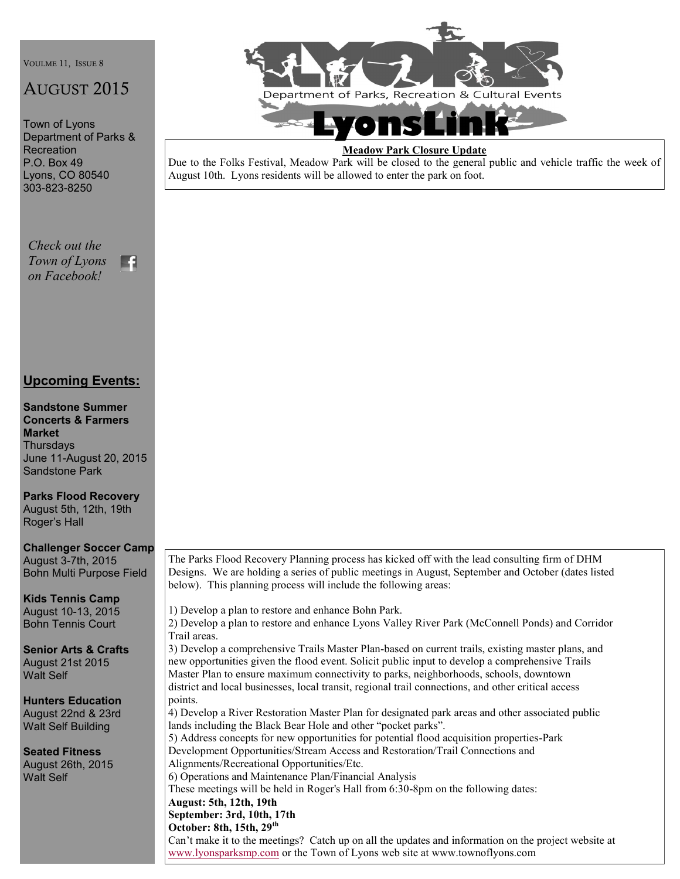VOULME 11, ISSUE 8

# AUGUST 2015

Town of Lyons
Department of Parks & Recreation
P.O. Box 49
Lyons, CO 80540
303-823-8250

*Check out the Town of Lyons on Facebook!*

Department of Parks, Recreation & Cultural Events

# LyonsLink

**Meadow Park Closure Update**

Due to the Folks Festival, Meadow Park will be closed to the general public and vehicle traffic the week of August 10th. Lyons residents will be allowed to enter the park on foot.

## Upcoming Events:

**Sandstone Summer Concerts & Farmers Market**
Thursdays
June 11-August 20, 2015
Sandstone Park

**Parks Flood Recovery**
August 5th, 12th, 19th
Roger's Hall

**Challenger Soccer Camp**
August 3-7th, 2015
Bohn Multi Purpose Field

**Kids Tennis Camp**
August 10-13, 2015
Bohn Tennis Court

**Senior Arts & Crafts**
August 21st 2015
Walt Self

**Hunters Education**
August 22nd & 23rd
Walt Self Building

**Seated Fitness**
August 26th, 2015
Walt Self

The Parks Flood Recovery Planning process has kicked off with the lead consulting firm of DHM Designs. We are holding a series of public meetings in August, September and October (dates listed below). This planning process will include the following areas:

1) Develop a plan to restore and enhance Bohn Park.
2) Develop a plan to restore and enhance Lyons Valley River Park (McConnell Ponds) and Corridor Trail areas.
3) Develop a comprehensive Trails Master Plan-based on current trails, existing master plans, and new opportunities given the flood event. Solicit public input to develop a comprehensive Trails Master Plan to ensure maximum connectivity to parks, neighborhoods, schools, downtown district and local businesses, local transit, regional trail connections, and other critical access points.
4) Develop a River Restoration Master Plan for designated park areas and other associated public lands including the Black Bear Hole and other "pocket parks".
5) Address concepts for new opportunities for potential flood acquisition properties-Park Development Opportunities/Stream Access and Restoration/Trail Connections and Alignments/Recreational Opportunities/Etc.
6) Operations and Maintenance Plan/Financial Analysis

These meetings will be held in Roger's Hall from 6:30-8pm on the following dates:

**August: 5th, 12th, 19th**
**September: 3rd, 10th, 17th**
**October: 8th, 15th, 29th**

Can't make it to the meetings? Catch up on all the updates and information on the project website at www.lyonsparksmp.com or the Town of Lyons web site at www.townoflyons.com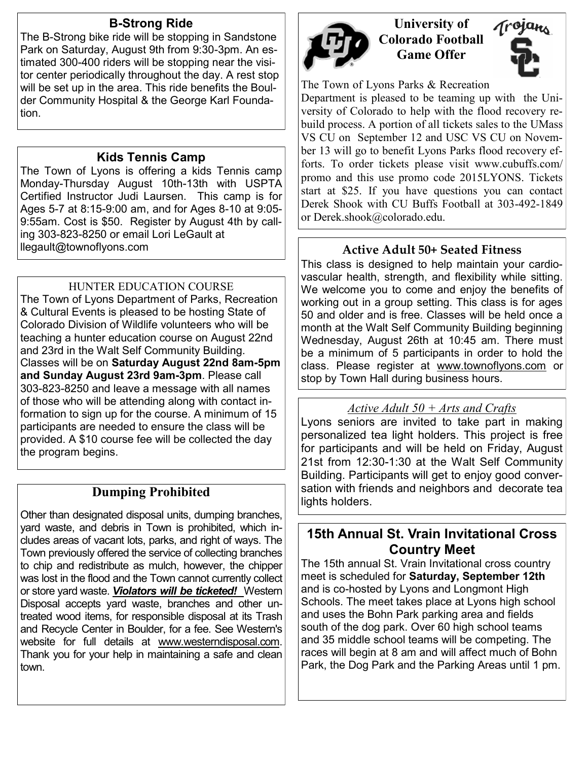## B-Strong Ride

The B-Strong bike ride will be stopping in Sandstone Park on Saturday, August 9th from 9:30-3pm. An estimated 300-400 riders will be stopping near the visitor center periodically throughout the day. A rest stop will be set up in the area. This ride benefits the Boulder Community Hospital & the George Karl Foundation.

## Kids Tennis Camp

The Town of Lyons is offering a kids Tennis camp Monday-Thursday August 10th-13th with USPTA Certified Instructor Judi Laursen. This camp is for Ages 5-7 at 8:15-9:00 am, and for Ages 8-10 at 9:05-9:55am. Cost is $50. Register by August 4th by calling 303-823-8250 or email Lori LeGault at llegault@townoflyons.com

## HUNTER EDUCATION COURSE

The Town of Lyons Department of Parks, Recreation & Cultural Events is pleased to be hosting State of Colorado Division of Wildlife volunteers who will be teaching a hunter education course on August 22nd and 23rd in the Walt Self Community Building. Classes will be on **Saturday August 22nd 8am-5pm and Sunday August 23rd 9am-3pm**. Please call 303-823-8250 and leave a message with all names of those who will be attending along with contact information to sign up for the course. A minimum of 15 participants are needed to ensure the class will be provided. A $10 course fee will be collected the day the program begins.

## Dumping Prohibited

Other than designated disposal units, dumping branches, yard waste, and debris in Town is prohibited, which includes areas of vacant lots, parks, and right of ways. The Town previously offered the service of collecting branches to chip and redistribute as mulch, however, the chipper was lost in the flood and the Town cannot currently collect or store yard waste. ***Violators will be ticketed!*** Western Disposal accepts yard waste, branches and other untreated wood items, for responsible disposal at its Trash and Recycle Center in Boulder, for a fee. See Western's website for full details at www.westerndisposal.com. Thank you for your help in maintaining a safe and clean town.

## University of Colorado Football Game Offer

The Town of Lyons Parks & Recreation Department is pleased to be teaming up with the University of Colorado to help with the flood recovery rebuild process. A portion of all tickets sales to the UMass VS CU on September 12 and USC VS CU on November 13 will go to benefit Lyons Parks flood recovery efforts. To order tickets please visit www.cubuffs.com/promo and this use promo code 2015LYONS. Tickets start at $25. If you have questions you can contact Derek Shook with CU Buffs Football at 303-492-1849 or Derek.shook@colorado.edu.

## Active Adult 50+ Seated Fitness

This class is designed to help maintain your cardiovascular health, strength, and flexibility while sitting. We welcome you to come and enjoy the benefits of working out in a group setting. This class is for ages 50 and older and is free. Classes will be held once a month at the Walt Self Community Building beginning Wednesday, August 26th at 10:45 am. There must be a minimum of 5 participants in order to hold the class. Please register at www.townoflyons.com or stop by Town Hall during business hours.

## *Active Adult 50 + Arts and Crafts*

Lyons seniors are invited to take part in making personalized tea light holders. This project is free for participants and will be held on Friday, August 21st from 12:30-1:30 at the Walt Self Community Building. Participants will get to enjoy good conversation with friends and neighbors and decorate tea lights holders.

## 15th Annual St. Vrain Invitational Cross Country Meet

The 15th annual St. Vrain Invitational cross country meet is scheduled for **Saturday, September 12th** and is co-hosted by Lyons and Longmont High Schools. The meet takes place at Lyons high school and uses the Bohn Park parking area and fields south of the dog park. Over 60 high school teams and 35 middle school teams will be competing. The races will begin at 8 am and will affect much of Bohn Park, the Dog Park and the Parking Areas until 1 pm.